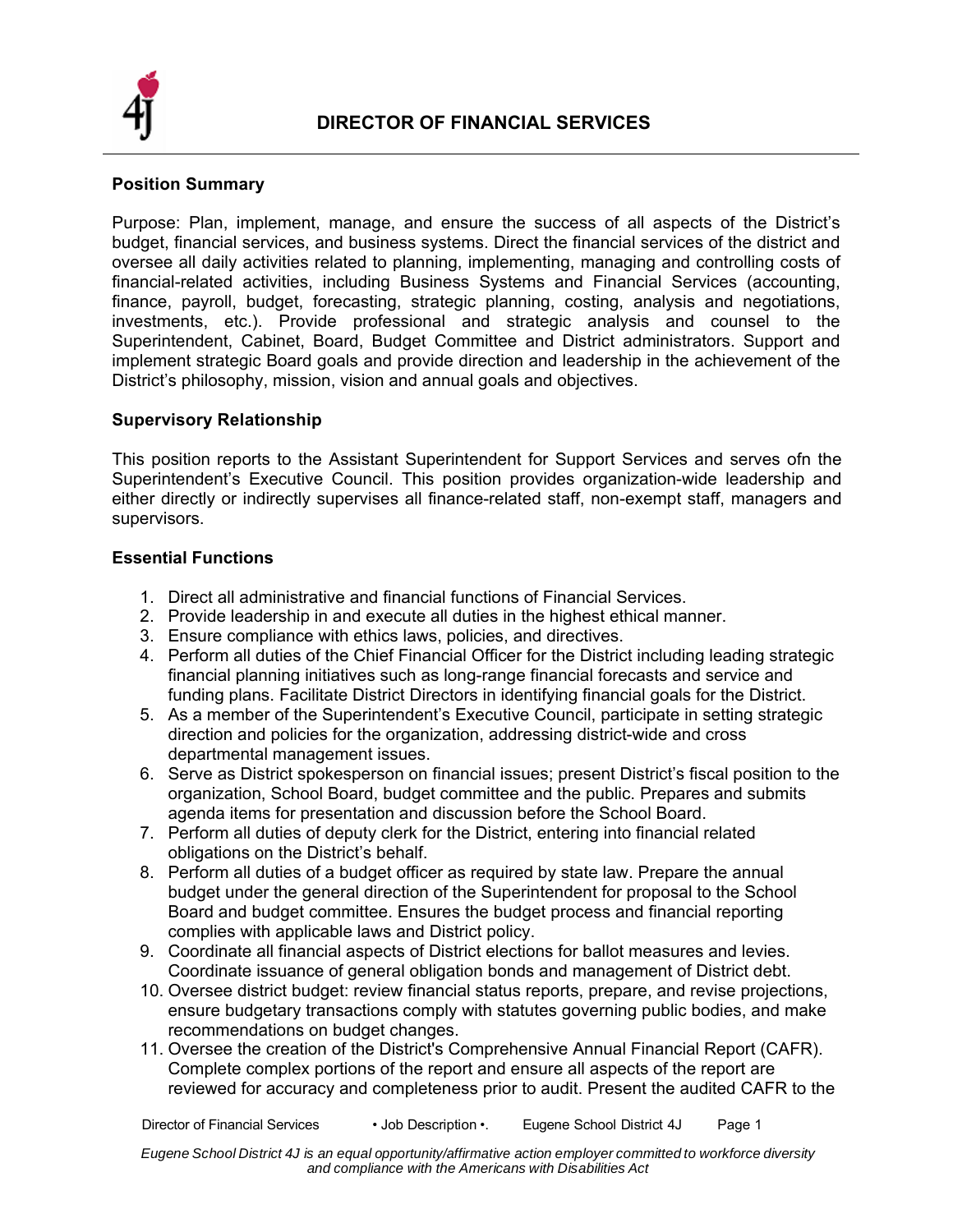# DIRECTOR OF FINANCIAL SERVICES

## Position Summary

Purpose: Plan, implement, manage, and ensure the success of all aspects of the District's budget, financial services, and business systems. Direct the financial services of the district and oversee all daily activities related to planning, implementing, managing and controlling costs of financial-related activities, including Business Systems and Financial Services (accounting, finance, payroll, budget, forecasting, strategic planning, costing, analysis and negotiations, investments, etc.). Provide professional and strategic analysis and counsel to the Superintendent, Cabinet, Board, Budget Committee and District administrators. Support and implement strategic Board goals and provide direction and leadership in the achievement of the District's philosophy, mission, vision and annual goals and objectives.

## Supervisory Relationship

This position reports to the Assistant Superintendent for Support Services and serves ofn the Superintendent's Executive Council. This position provides organization-wide leadership and either directly or indirectly supervises all finance-related staff, non-exempt staff, managers and supervisors.

## Essential Functions

1. Direct all administrative and financial functions of Financial Services.
2. Provide leadership in and execute all duties in the highest ethical manner.
3. Ensure compliance with ethics laws, policies, and directives.
4. Perform all duties of the Chief Financial Officer for the District including leading strategic financial planning initiatives such as long-range financial forecasts and service and funding plans. Facilitate District Directors in identifying financial goals for the District.
5. As a member of the Superintendent's Executive Council, participate in setting strategic direction and policies for the organization, addressing district-wide and cross departmental management issues.
6. Serve as District spokesperson on financial issues; present District's fiscal position to the organization, School Board, budget committee and the public. Prepares and submits agenda items for presentation and discussion before the School Board.
7. Perform all duties of deputy clerk for the District, entering into financial related obligations on the District's behalf.
8. Perform all duties of a budget officer as required by state law. Prepare the annual budget under the general direction of the Superintendent for proposal to the School Board and budget committee. Ensures the budget process and financial reporting complies with applicable laws and District policy.
9. Coordinate all financial aspects of District elections for ballot measures and levies. Coordinate issuance of general obligation bonds and management of District debt.
10. Oversee district budget: review financial status reports, prepare, and revise projections, ensure budgetary transactions comply with statutes governing public bodies, and make recommendations on budget changes.
11. Oversee the creation of the District's Comprehensive Annual Financial Report (CAFR). Complete complex portions of the report and ensure all aspects of the report are reviewed for accuracy and completeness prior to audit. Present the audited CAFR to the

*Eugene School District 4J is an equal opportunity/affirmative action employer committed to workforce diversity and compliance with the Americans with Disabilities Act*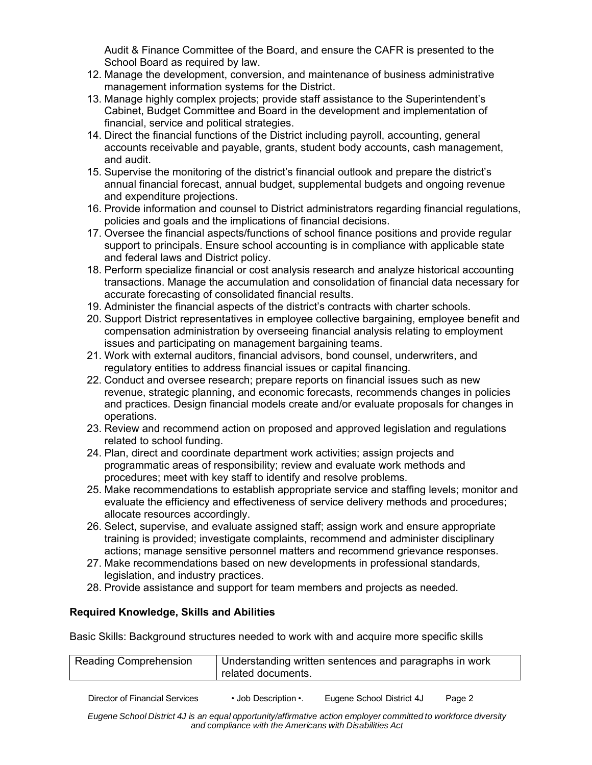Audit & Finance Committee of the Board, and ensure the CAFR is presented to the School Board as required by law.

12. Manage the development, conversion, and maintenance of business administrative management information systems for the District.
13. Manage highly complex projects; provide staff assistance to the Superintendent's Cabinet, Budget Committee and Board in the development and implementation of financial, service and political strategies.
14. Direct the financial functions of the District including payroll, accounting, general accounts receivable and payable, grants, student body accounts, cash management, and audit.
15. Supervise the monitoring of the district's financial outlook and prepare the district's annual financial forecast, annual budget, supplemental budgets and ongoing revenue and expenditure projections.
16. Provide information and counsel to District administrators regarding financial regulations, policies and goals and the implications of financial decisions.
17. Oversee the financial aspects/functions of school finance positions and provide regular support to principals. Ensure school accounting is in compliance with applicable state and federal laws and District policy.
18. Perform specialize financial or cost analysis research and analyze historical accounting transactions. Manage the accumulation and consolidation of financial data necessary for accurate forecasting of consolidated financial results.
19. Administer the financial aspects of the district's contracts with charter schools.
20. Support District representatives in employee collective bargaining, employee benefit and compensation administration by overseeing financial analysis relating to employment issues and participating on management bargaining teams.
21. Work with external auditors, financial advisors, bond counsel, underwriters, and regulatory entities to address financial issues or capital financing.
22. Conduct and oversee research; prepare reports on financial issues such as new revenue, strategic planning, and economic forecasts, recommends changes in policies and practices. Design financial models create and/or evaluate proposals for changes in operations.
23. Review and recommend action on proposed and approved legislation and regulations related to school funding.
24. Plan, direct and coordinate department work activities; assign projects and programmatic areas of responsibility; review and evaluate work methods and procedures; meet with key staff to identify and resolve problems.
25. Make recommendations to establish appropriate service and staffing levels; monitor and evaluate the efficiency and effectiveness of service delivery methods and procedures; allocate resources accordingly.
26. Select, supervise, and evaluate assigned staff; assign work and ensure appropriate training is provided; investigate complaints, recommend and administer disciplinary actions; manage sensitive personnel matters and recommend grievance responses.
27. Make recommendations based on new developments in professional standards, legislation, and industry practices.
28. Provide assistance and support for team members and projects as needed.

**Required Knowledge, Skills and Abilities**

Basic Skills: Background structures needed to work with and acquire more specific skills

| Reading Comprehension | Understanding written sentences and paragraphs in work related documents. |
|---|---|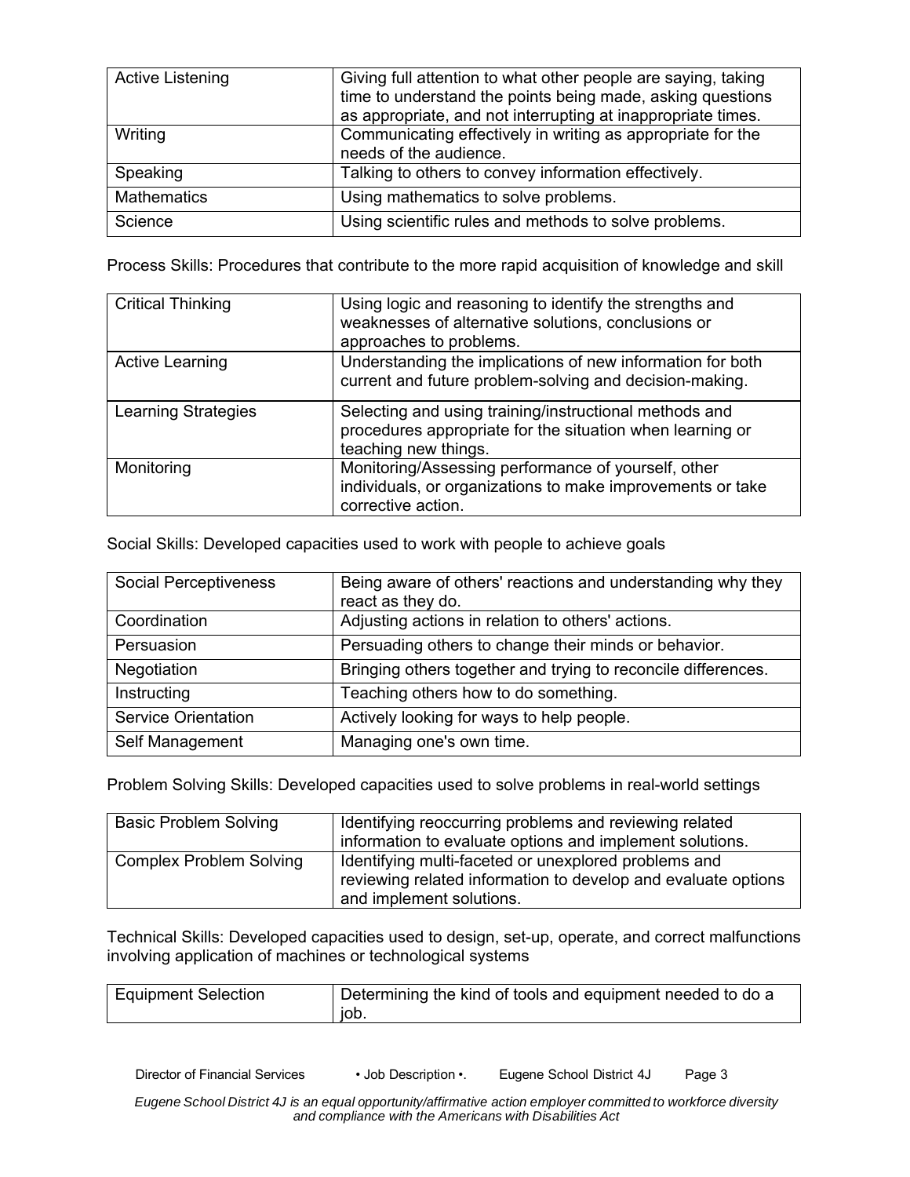| | |
|---|---|
| Active Listening | Giving full attention to what other people are saying, taking time to understand the points being made, asking questions as appropriate, and not interrupting at inappropriate times. |
| Writing | Communicating effectively in writing as appropriate for the needs of the audience. |
| Speaking | Talking to others to convey information effectively. |
| Mathematics | Using mathematics to solve problems. |
| Science | Using scientific rules and methods to solve problems. |

Process Skills: Procedures that contribute to the more rapid acquisition of knowledge and skill

| | |
|---|---|
| Critical Thinking | Using logic and reasoning to identify the strengths and weaknesses of alternative solutions, conclusions or approaches to problems. |
| Active Learning | Understanding the implications of new information for both current and future problem-solving and decision-making. |
| Learning Strategies | Selecting and using training/instructional methods and procedures appropriate for the situation when learning or teaching new things. |
| Monitoring | Monitoring/Assessing performance of yourself, other individuals, or organizations to make improvements or take corrective action. |

Social Skills: Developed capacities used to work with people to achieve goals

| | |
|---|---|
| Social Perceptiveness | Being aware of others' reactions and understanding why they react as they do. |
| Coordination | Adjusting actions in relation to others' actions. |
| Persuasion | Persuading others to change their minds or behavior. |
| Negotiation | Bringing others together and trying to reconcile differences. |
| Instructing | Teaching others how to do something. |
| Service Orientation | Actively looking for ways to help people. |
| Self Management | Managing one's own time. |

Problem Solving Skills: Developed capacities used to solve problems in real-world settings

| | |
|---|---|
| Basic Problem Solving | Identifying reoccurring problems and reviewing related information to evaluate options and implement solutions. |
| Complex Problem Solving | Identifying multi-faceted or unexplored problems and reviewing related information to develop and evaluate options and implement solutions. |

Technical Skills: Developed capacities used to design, set-up, operate, and correct malfunctions involving application of machines or technological systems

| | |
|---|---|
| Equipment Selection | Determining the kind of tools and equipment needed to do a job. |

*Eugene School District 4J is an equal opportunity/affirmative action employer committed to workforce diversity and compliance with the Americans with Disabilities Act*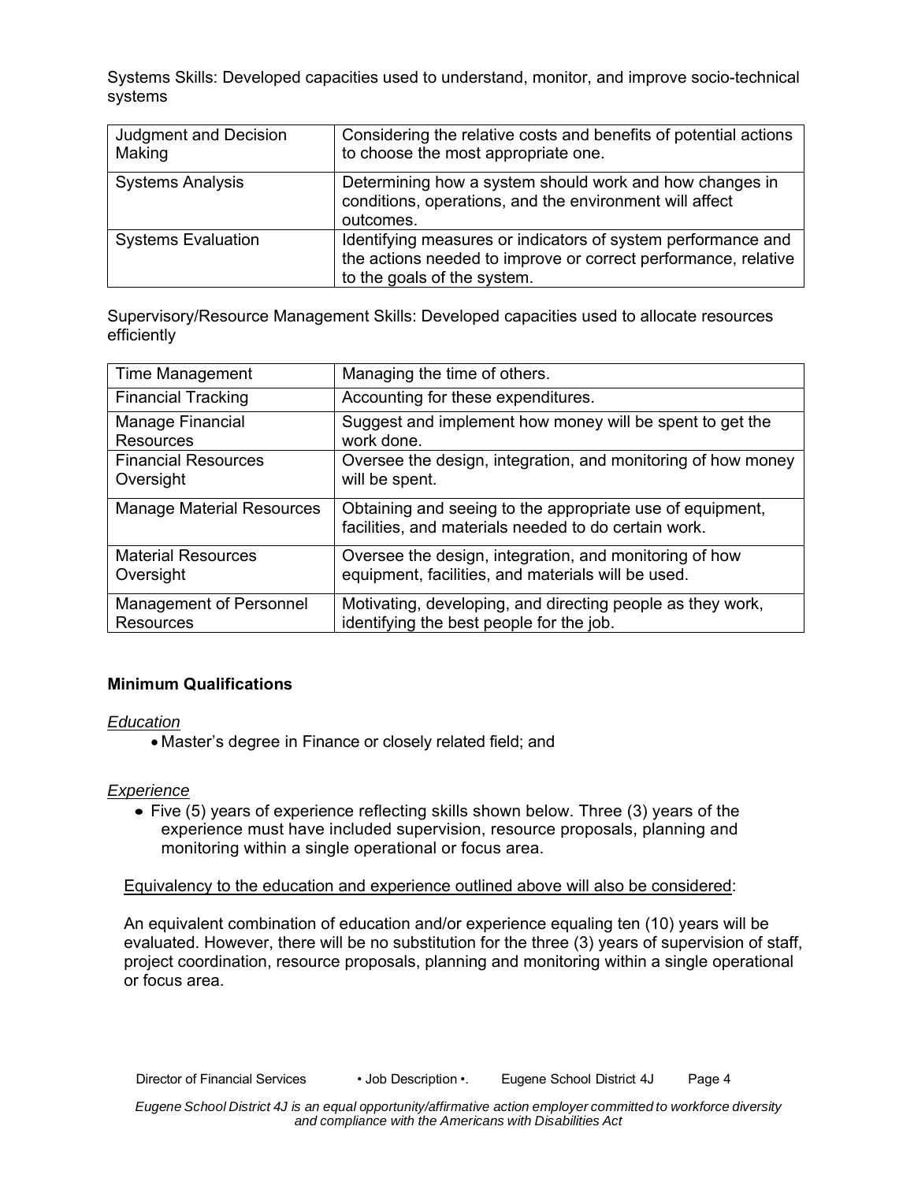Systems Skills: Developed capacities used to understand, monitor, and improve socio-technical systems

| | |
|---|---|
| Judgment and Decision Making | Considering the relative costs and benefits of potential actions to choose the most appropriate one. |
| Systems Analysis | Determining how a system should work and how changes in conditions, operations, and the environment will affect outcomes. |
| Systems Evaluation | Identifying measures or indicators of system performance and the actions needed to improve or correct performance, relative to the goals of the system. |

Supervisory/Resource Management Skills: Developed capacities used to allocate resources efficiently

| | |
|---|---|
| Time Management | Managing the time of others. |
| Financial Tracking | Accounting for these expenditures. |
| Manage Financial Resources | Suggest and implement how money will be spent to get the work done. |
| Financial Resources Oversight | Oversee the design, integration, and monitoring of how money will be spent. |
| Manage Material Resources | Obtaining and seeing to the appropriate use of equipment, facilities, and materials needed to do certain work. |
| Material Resources Oversight | Oversee the design, integration, and monitoring of how equipment, facilities, and materials will be used. |
| Management of Personnel Resources | Motivating, developing, and directing people as they work, identifying the best people for the job. |

**Minimum Qualifications**

*Education*

- Master's degree in Finance or closely related field; and

*Experience*

- Five (5) years of experience reflecting skills shown below. Three (3) years of the experience must have included supervision, resource proposals, planning and monitoring within a single operational or focus area.

Equivalency to the education and experience outlined above will also be considered:

An equivalent combination of education and/or experience equaling ten (10) years will be evaluated. However, there will be no substitution for the three (3) years of supervision of staff, project coordination, resource proposals, planning and monitoring within a single operational or focus area.

*Eugene School District 4J is an equal opportunity/affirmative action employer committed to workforce diversity and compliance with the Americans with Disabilities Act*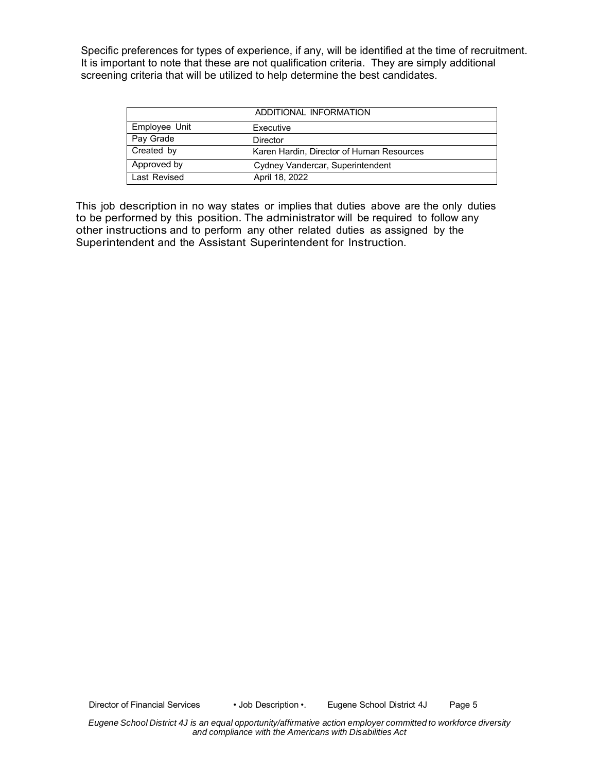Specific preferences for types of experience, if any, will be identified at the time of recruitment. It is important to note that these are not qualification criteria. They are simply additional screening criteria that will be utilized to help determine the best candidates.

| ADDITIONAL INFORMATION | |
|---|---|
| Employee Unit | Executive |
| Pay Grade | Director |
| Created by | Karen Hardin, Director of Human Resources |
| Approved by | Cydney Vandercar, Superintendent |
| Last Revised | April 18, 2022 |

This job description in no way states or implies that duties above are the only duties to be performed by this position. The administrator will be required to follow any other instructions and to perform any other related duties as assigned by the Superintendent and the Assistant Superintendent for Instruction.

*Eugene School District 4J is an equal opportunity/affirmative action employer committed to workforce diversity and compliance with the Americans with Disabilities Act*